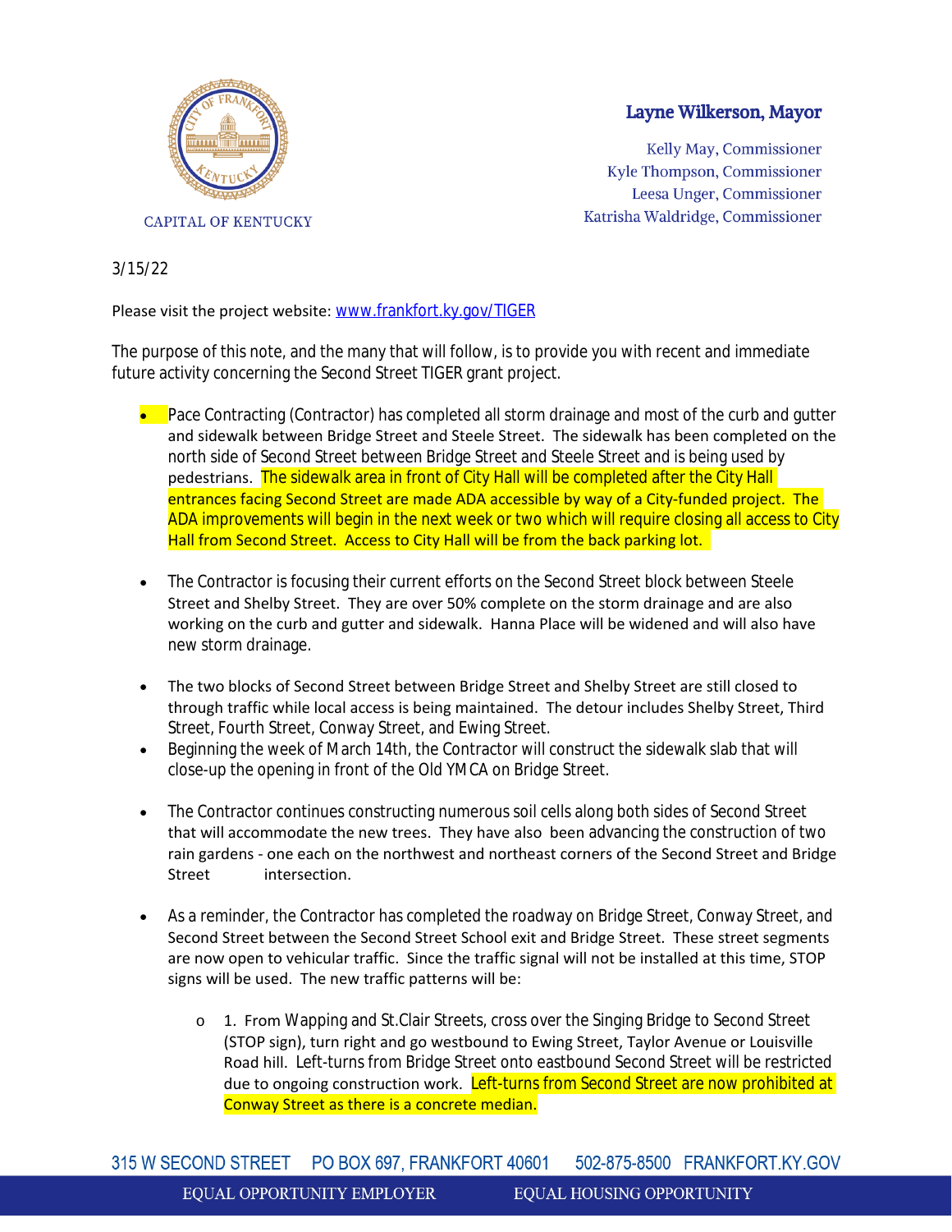Layne Wilkerson, Mayor

Kelly May, Commissioner
Kyle Thompson, Commissioner
Leesa Unger, Commissioner
Katrisha Waldridge, Commissioner

CAPITAL OF KENTUCKY

3/15/22

Please visit the project website: [www.frankfort.ky.gov/TIGER](www.frankfort.ky.gov/TIGER)

The purpose of this note, and the many that will follow, is to provide you with recent and immediate future activity concerning the Second Street TIGER grant project.

- Pace Contracting (Contractor) has completed all storm drainage and most of the curb and gutter and sidewalk between Bridge Street and Steele Street. The sidewalk has been completed on the north side of Second Street between Bridge Street and Steele Street and is being used by pedestrians. The sidewalk area in front of City Hall will be completed after the City Hall entrances facing Second Street are made ADA accessible by way of a City-funded project. The ADA improvements will begin in the next week or two which will require closing all access to City Hall from Second Street. Access to City Hall will be from the back parking lot.

- The Contractor is focusing their current efforts on the Second Street block between Steele Street and Shelby Street. They are over 50% complete on the storm drainage and are also working on the curb and gutter and sidewalk. Hanna Place will be widened and will also have new storm drainage.

- The two blocks of Second Street between Bridge Street and Shelby Street are still closed to through traffic while local access is being maintained. The detour includes Shelby Street, Third Street, Fourth Street, Conway Street, and Ewing Street.
- Beginning the week of March 14th, the Contractor will construct the sidewalk slab that will close-up the opening in front of the Old YMCA on Bridge Street.

- The Contractor continues constructing numerous soil cells along both sides of Second Street that will accommodate the new trees. They have also been advancing the construction of two rain gardens - one each on the northwest and northeast corners of the Second Street and Bridge Street intersection.

- As a reminder, the Contractor has completed the roadway on Bridge Street, Conway Street, and Second Street between the Second Street School exit and Bridge Street. These street segments are now open to vehicular traffic. Since the traffic signal will not be installed at this time, STOP signs will be used. The new traffic patterns will be:

    - 1. From Wapping and St.Clair Streets, cross over the Singing Bridge to Second Street (STOP sign), turn right and go westbound to Ewing Street, Taylor Avenue or Louisville Road hill. Left-turns from Bridge Street onto eastbound Second Street will be restricted due to ongoing construction work. Left-turns from Second Street are now prohibited at Conway Street as there is a concrete median.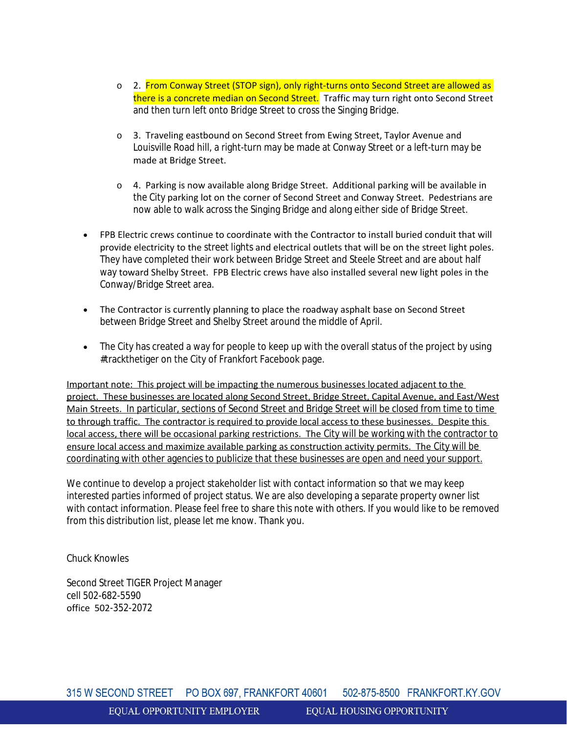- 2. From Conway Street (STOP sign), only right-turns onto Second Street are allowed as there is a concrete median on Second Street. Traffic may turn right onto Second Street and then turn left onto Bridge Street to cross the Singing Bridge.

- 3. Traveling eastbound on Second Street from Ewing Street, Taylor Avenue and Louisville Road hill, a right-turn may be made at Conway Street or a left-turn may be made at Bridge Street.

- 4. Parking is now available along Bridge Street. Additional parking will be available in the City parking lot on the corner of Second Street and Conway Street. Pedestrians are now able to walk across the Singing Bridge and along either side of Bridge Street.

- FPB Electric crews continue to coordinate with the Contractor to install buried conduit that will provide electricity to the street lights and electrical outlets that will be on the street light poles. They have completed their work between Bridge Street and Steele Street and are about half way toward Shelby Street. FPB Electric crews have also installed several new light poles in the Conway/Bridge Street area.

- The Contractor is currently planning to place the roadway asphalt base on Second Street between Bridge Street and Shelby Street around the middle of April.

- The City has created a way for people to keep up with the overall status of the project by using #trackthetiger on the City of Frankfort Facebook page.

Important note: This project will be impacting the numerous businesses located adjacent to the project. These businesses are located along Second Street, Bridge Street, Capital Avenue, and East/West Main Streets. In particular, sections of Second Street and Bridge Street will be closed from time to time to through traffic. The contractor is required to provide local access to these businesses. Despite this local access, there will be occasional parking restrictions. The City will be working with the contractor to ensure local access and maximize available parking as construction activity permits. The City will be coordinating with other agencies to publicize that these businesses are open and need your support.

We continue to develop a project stakeholder list with contact information so that we may keep interested parties informed of project status. We are also developing a separate property owner list with contact information. Please feel free to share this note with others. If you would like to be removed from this distribution list, please let me know. Thank you.

Chuck Knowles

Second Street TIGER Project Manager
cell 502-682-5590
office 502-352-2072

315 W SECOND STREET PO BOX 697, FRANKFORT 40601 502-875-8500 FRANKFORT.KY.GOV

EQUAL OPPORTUNITY EMPLOYER EQUAL HOUSING OPPORTUNITY